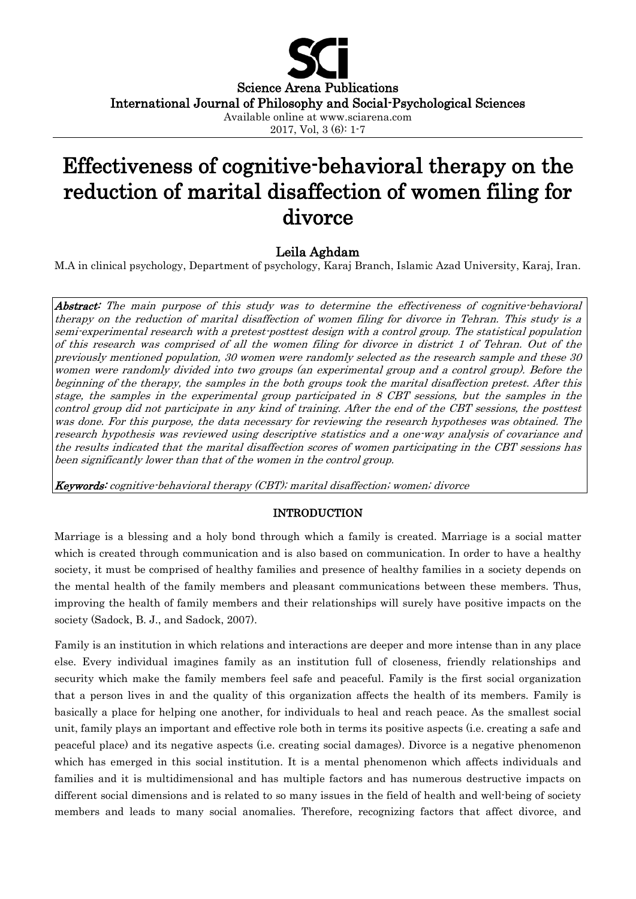# Effectiveness of cognitive-behavioral therapy on the reduction of marital disaffection of women filing for divorce

**Leila Aghdam**

M.A in clinical psychology, Department of psychology, Karaj Branch, Islamic Azad University, Karaj, Iran.

***Abstract:*** *The main purpose of this study was to determine the effectiveness of cognitive-behavioral therapy on the reduction of marital disaffection of women filing for divorce in Tehran. This study is a semi-experimental research with a pretest-posttest design with a control group. The statistical population of this research was comprised of all the women filing for divorce in district 1 of Tehran. Out of the previously mentioned population, 30 women were randomly selected as the research sample and these 30 women were randomly divided into two groups (an experimental group and a control group). Before the beginning of the therapy, the samples in the both groups took the marital disaffection pretest. After this stage, the samples in the experimental group participated in 8 CBT sessions, but the samples in the control group did not participate in any kind of training. After the end of the CBT sessions, the posttest was done. For this purpose, the data necessary for reviewing the research hypotheses was obtained. The research hypothesis was reviewed using descriptive statistics and a one-way analysis of covariance and the results indicated that the marital disaffection scores of women participating in the CBT sessions has been significantly lower than that of the women in the control group.*

***Keywords:*** *cognitive-behavioral therapy (CBT); marital disaffection; women; divorce*

## INTRODUCTION

Marriage is a blessing and a holy bond through which a family is created. Marriage is a social matter which is created through communication and is also based on communication. In order to have a healthy society, it must be comprised of healthy families and presence of healthy families in a society depends on the mental health of the family members and pleasant communications between these members. Thus, improving the health of family members and their relationships will surely have positive impacts on the society (Sadock, B. J., and Sadock, 2007).

Family is an institution in which relations and interactions are deeper and more intense than in any place else. Every individual imagines family as an institution full of closeness, friendly relationships and security which make the family members feel safe and peaceful. Family is the first social organization that a person lives in and the quality of this organization affects the health of its members. Family is basically a place for helping one another, for individuals to heal and reach peace. As the smallest social unit, family plays an important and effective role both in terms its positive aspects (i.e. creating a safe and peaceful place) and its negative aspects (i.e. creating social damages). Divorce is a negative phenomenon which has emerged in this social institution. It is a mental phenomenon which affects individuals and families and it is multidimensional and has multiple factors and has numerous destructive impacts on different social dimensions and is related to so many issues in the field of health and well-being of society members and leads to many social anomalies. Therefore, recognizing factors that affect divorce, and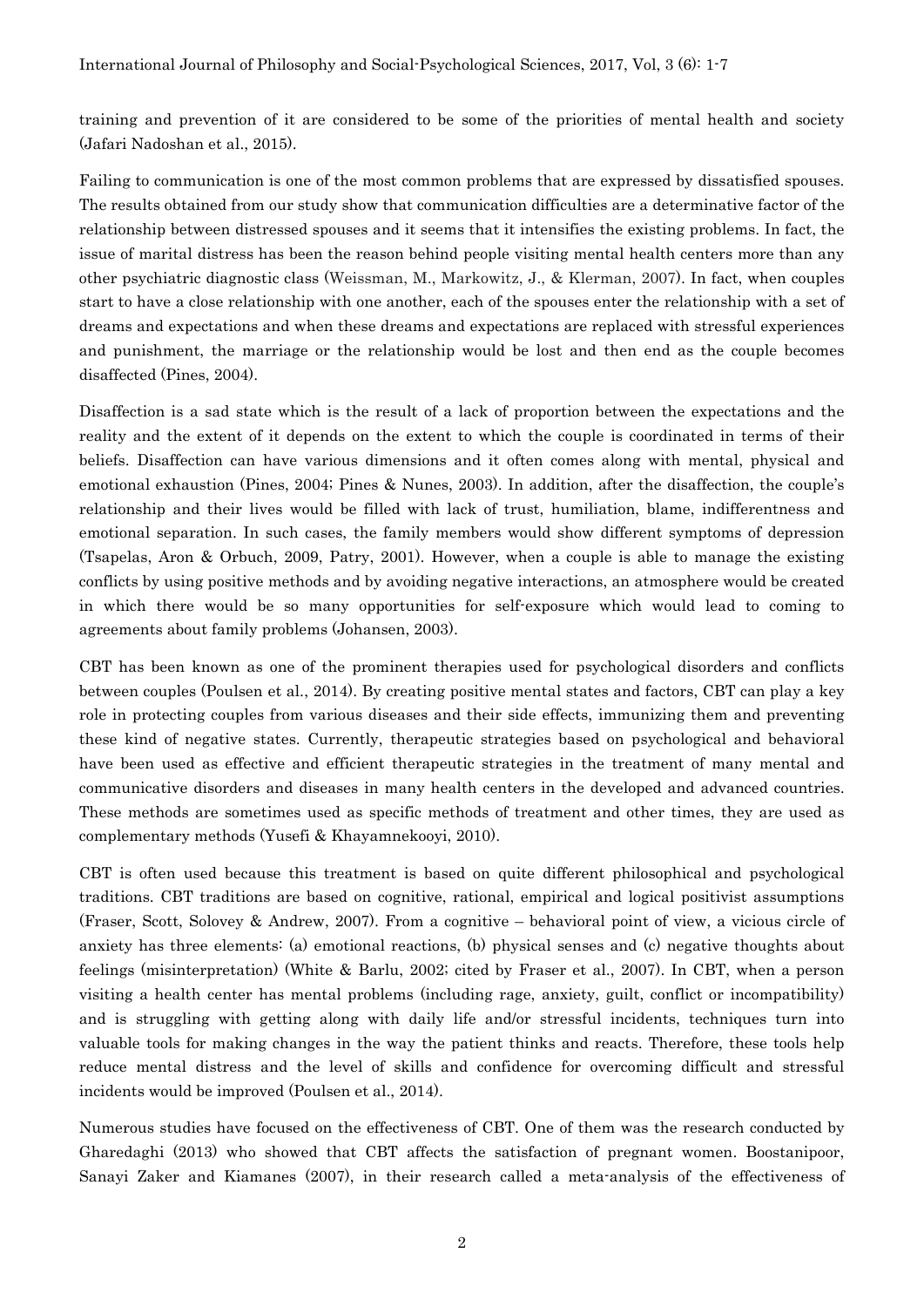training and prevention of it are considered to be some of the priorities of mental health and society (Jafari Nadoshan et al., 2015).

Failing to communication is one of the most common problems that are expressed by dissatisfied spouses. The results obtained from our study show that communication difficulties are a determinative factor of the relationship between distressed spouses and it seems that it intensifies the existing problems. In fact, the issue of marital distress has been the reason behind people visiting mental health centers more than any other psychiatric diagnostic class (Weissman, M., Markowitz, J., & Klerman, 2007). In fact, when couples start to have a close relationship with one another, each of the spouses enter the relationship with a set of dreams and expectations and when these dreams and expectations are replaced with stressful experiences and punishment, the marriage or the relationship would be lost and then end as the couple becomes disaffected (Pines, 2004).

Disaffection is a sad state which is the result of a lack of proportion between the expectations and the reality and the extent of it depends on the extent to which the couple is coordinated in terms of their beliefs. Disaffection can have various dimensions and it often comes along with mental, physical and emotional exhaustion (Pines, 2004; Pines & Nunes, 2003). In addition, after the disaffection, the couple's relationship and their lives would be filled with lack of trust, humiliation, blame, indifferentness and emotional separation. In such cases, the family members would show different symptoms of depression (Tsapelas, Aron & Orbuch, 2009, Patry, 2001). However, when a couple is able to manage the existing conflicts by using positive methods and by avoiding negative interactions, an atmosphere would be created in which there would be so many opportunities for self-exposure which would lead to coming to agreements about family problems (Johansen, 2003).

CBT has been known as one of the prominent therapies used for psychological disorders and conflicts between couples (Poulsen et al., 2014). By creating positive mental states and factors, CBT can play a key role in protecting couples from various diseases and their side effects, immunizing them and preventing these kind of negative states. Currently, therapeutic strategies based on psychological and behavioral have been used as effective and efficient therapeutic strategies in the treatment of many mental and communicative disorders and diseases in many health centers in the developed and advanced countries. These methods are sometimes used as specific methods of treatment and other times, they are used as complementary methods (Yusefi & Khayamnekooyi, 2010).

CBT is often used because this treatment is based on quite different philosophical and psychological traditions. CBT traditions are based on cognitive, rational, empirical and logical positivist assumptions (Fraser, Scott, Solovey & Andrew, 2007). From a cognitive – behavioral point of view, a vicious circle of anxiety has three elements: (a) emotional reactions, (b) physical senses and (c) negative thoughts about feelings (misinterpretation) (White & Barlu, 2002; cited by Fraser et al., 2007). In CBT, when a person visiting a health center has mental problems (including rage, anxiety, guilt, conflict or incompatibility) and is struggling with getting along with daily life and/or stressful incidents, techniques turn into valuable tools for making changes in the way the patient thinks and reacts. Therefore, these tools help reduce mental distress and the level of skills and confidence for overcoming difficult and stressful incidents would be improved (Poulsen et al., 2014).

Numerous studies have focused on the effectiveness of CBT. One of them was the research conducted by Gharedaghi (2013) who showed that CBT affects the satisfaction of pregnant women. Boostanipoor, Sanayi Zaker and Kiamanes (2007), in their research called a meta-analysis of the effectiveness of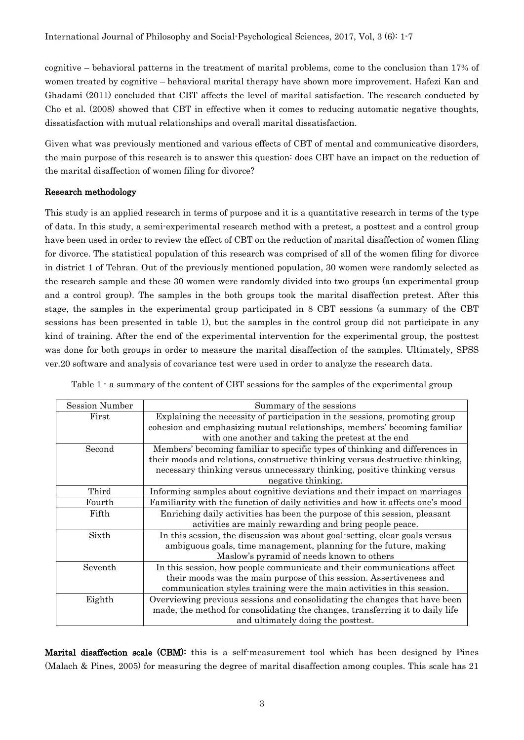cognitive – behavioral patterns in the treatment of marital problems, come to the conclusion than 17% of women treated by cognitive – behavioral marital therapy have shown more improvement. Hafezi Kan and Ghadami (2011) concluded that CBT affects the level of marital satisfaction. The research conducted by Cho et al. (2008) showed that CBT in effective when it comes to reducing automatic negative thoughts, dissatisfaction with mutual relationships and overall marital dissatisfaction.

Given what was previously mentioned and various effects of CBT of mental and communicative disorders, the main purpose of this research is to answer this question: does CBT have an impact on the reduction of the marital disaffection of women filing for divorce?

## Research methodology

This study is an applied research in terms of purpose and it is a quantitative research in terms of the type of data. In this study, a semi-experimental research method with a pretest, a posttest and a control group have been used in order to review the effect of CBT on the reduction of marital disaffection of women filing for divorce. The statistical population of this research was comprised of all of the women filing for divorce in district 1 of Tehran. Out of the previously mentioned population, 30 women were randomly selected as the research sample and these 30 women were randomly divided into two groups (an experimental group and a control group). The samples in the both groups took the marital disaffection pretest. After this stage, the samples in the experimental group participated in 8 CBT sessions (a summary of the CBT sessions has been presented in table 1), but the samples in the control group did not participate in any kind of training. After the end of the experimental intervention for the experimental group, the posttest was done for both groups in order to measure the marital disaffection of the samples. Ultimately, SPSS ver.20 software and analysis of covariance test were used in order to analyze the research data.

Table 1 - a summary of the content of CBT sessions for the samples of the experimental group

| Session Number | Summary of the sessions |
|---|---|
| First | Explaining the necessity of participation in the sessions, promoting group cohesion and emphasizing mutual relationships, members' becoming familiar with one another and taking the pretest at the end |
| Second | Members' becoming familiar to specific types of thinking and differences in their moods and relations, constructive thinking versus destructive thinking, necessary thinking versus unnecessary thinking, positive thinking versus negative thinking. |
| Third | Informing samples about cognitive deviations and their impact on marriages |
| Fourth | Familiarity with the function of daily activities and how it affects one's mood |
| Fifth | Enriching daily activities has been the purpose of this session, pleasant activities are mainly rewarding and bring people peace. |
| Sixth | In this session, the discussion was about goal-setting, clear goals versus ambiguous goals, time management, planning for the future, making Maslow's pyramid of needs known to others |
| Seventh | In this session, how people communicate and their communications affect their moods was the main purpose of this session. Assertiveness and communication styles training were the main activities in this session. |
| Eighth | Overviewing previous sessions and consolidating the changes that have been made, the method for consolidating the changes, transferring it to daily life and ultimately doing the posttest. |

**Marital disaffection scale (CBM):** this is a self-measurement tool which has been designed by Pines (Malach & Pines, 2005) for measuring the degree of marital disaffection among couples. This scale has 21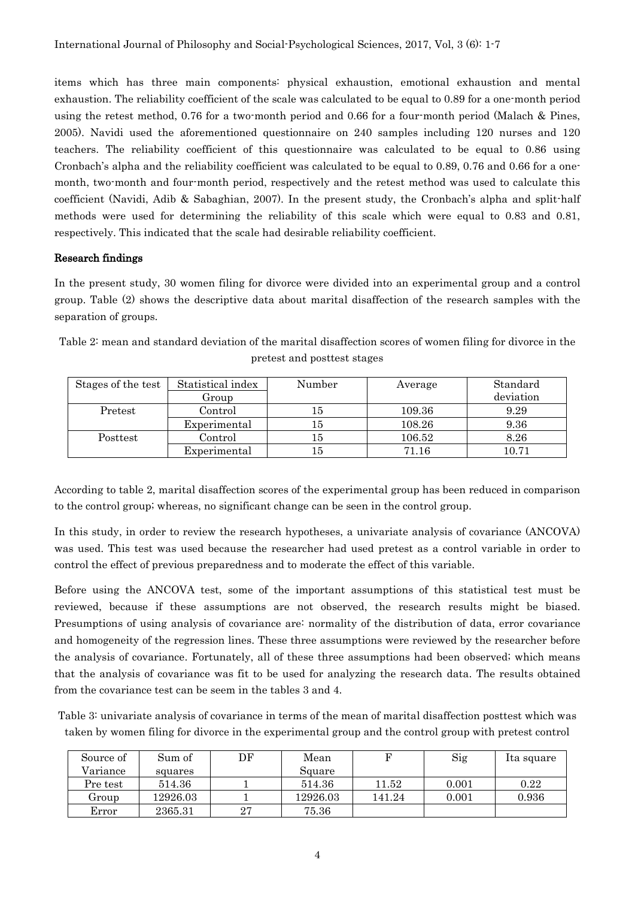items which has three main components: physical exhaustion, emotional exhaustion and mental exhaustion. The reliability coefficient of the scale was calculated to be equal to 0.89 for a one-month period using the retest method, 0.76 for a two-month period and 0.66 for a four-month period (Malach & Pines, 2005). Navidi used the aforementioned questionnaire on 240 samples including 120 nurses and 120 teachers. The reliability coefficient of this questionnaire was calculated to be equal to 0.86 using Cronbach's alpha and the reliability coefficient was calculated to be equal to 0.89, 0.76 and 0.66 for a one-month, two-month and four-month period, respectively and the retest method was used to calculate this coefficient (Navidi, Adib & Sabaghian, 2007). In the present study, the Cronbach's alpha and split-half methods were used for determining the reliability of this scale which were equal to 0.83 and 0.81, respectively. This indicated that the scale had desirable reliability coefficient.

### Research findings

In the present study, 30 women filing for divorce were divided into an experimental group and a control group. Table (2) shows the descriptive data about marital disaffection of the research samples with the separation of groups.

Table 2: mean and standard deviation of the marital disaffection scores of women filing for divorce in the pretest and posttest stages

| Stages of the test | Statistical index / Group | Number | Average | Standard deviation |
|---|---|---|---|---|
| Pretest | Control | 15 | 109.36 | 9.29 |
| | Experimental | 15 | 108.26 | 9.36 |
| Posttest | Control | 15 | 106.52 | 8.26 |
| | Experimental | 15 | 71.16 | 10.71 |

According to table 2, marital disaffection scores of the experimental group has been reduced in comparison to the control group; whereas, no significant change can be seen in the control group.

In this study, in order to review the research hypotheses, a univariate analysis of covariance (ANCOVA) was used. This test was used because the researcher had used pretest as a control variable in order to control the effect of previous preparedness and to moderate the effect of this variable.

Before using the ANCOVA test, some of the important assumptions of this statistical test must be reviewed, because if these assumptions are not observed, the research results might be biased. Presumptions of using analysis of covariance are: normality of the distribution of data, error covariance and homogeneity of the regression lines. These three assumptions were reviewed by the researcher before the analysis of covariance. Fortunately, all of these three assumptions had been observed; which means that the analysis of covariance was fit to be used for analyzing the research data. The results obtained from the covariance test can be seem in the tables 3 and 4.

Table 3: univariate analysis of covariance in terms of the mean of marital disaffection posttest which was taken by women filing for divorce in the experimental group and the control group with pretest control

| Source of Variance | Sum of squares | DF | Mean Square | F | Sig | Ita square |
|---|---|---|---|---|---|---|
| Pre test | 514.36 | 1 | 514.36 | 11.52 | 0.001 | 0.22 |
| Group | 12926.03 | 1 | 12926.03 | 141.24 | 0.001 | 0.936 |
| Error | 2365.31 | 27 | 75.36 | | | |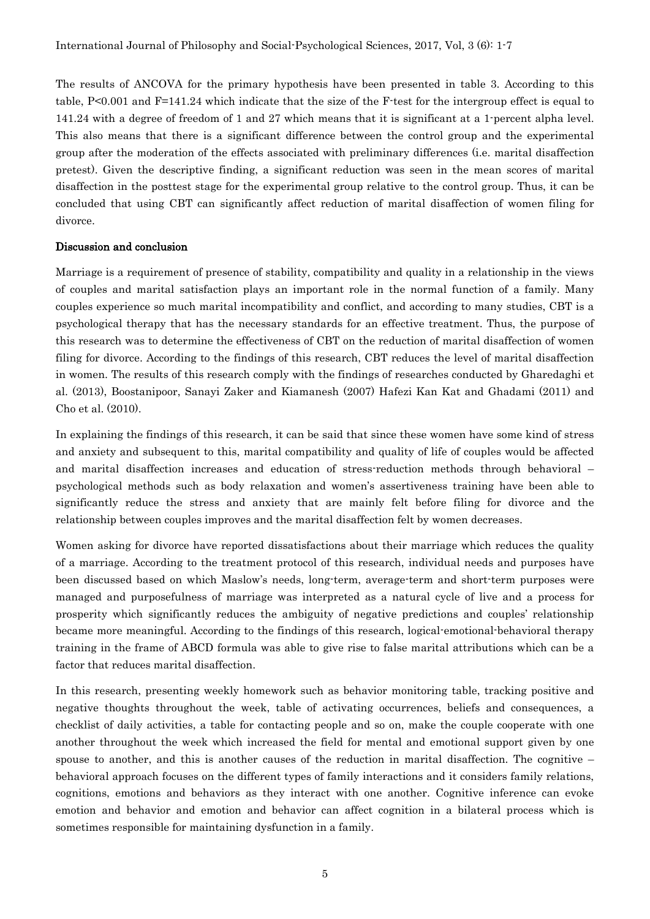The results of ANCOVA for the primary hypothesis have been presented in table 3. According to this table, $P<0.001$ and $F=141.24$ which indicate that the size of the F-test for the intergroup effect is equal to 141.24 with a degree of freedom of 1 and 27 which means that it is significant at a 1-percent alpha level. This also means that there is a significant difference between the control group and the experimental group after the moderation of the effects associated with preliminary differences (i.e. marital disaffection pretest). Given the descriptive finding, a significant reduction was seen in the mean scores of marital disaffection in the posttest stage for the experimental group relative to the control group. Thus, it can be concluded that using CBT can significantly affect reduction of marital disaffection of women filing for divorce.

## Discussion and conclusion

Marriage is a requirement of presence of stability, compatibility and quality in a relationship in the views of couples and marital satisfaction plays an important role in the normal function of a family. Many couples experience so much marital incompatibility and conflict, and according to many studies, CBT is a psychological therapy that has the necessary standards for an effective treatment. Thus, the purpose of this research was to determine the effectiveness of CBT on the reduction of marital disaffection of women filing for divorce. According to the findings of this research, CBT reduces the level of marital disaffection in women. The results of this research comply with the findings of researches conducted by Gharedaghi et al. (2013), Boostanipoor, Sanayi Zaker and Kiamanesh (2007) Hafezi Kan Kat and Ghadami (2011) and Cho et al. (2010).

In explaining the findings of this research, it can be said that since these women have some kind of stress and anxiety and subsequent to this, marital compatibility and quality of life of couples would be affected and marital disaffection increases and education of stress-reduction methods through behavioral – psychological methods such as body relaxation and women's assertiveness training have been able to significantly reduce the stress and anxiety that are mainly felt before filing for divorce and the relationship between couples improves and the marital disaffection felt by women decreases.

Women asking for divorce have reported dissatisfactions about their marriage which reduces the quality of a marriage. According to the treatment protocol of this research, individual needs and purposes have been discussed based on which Maslow's needs, long-term, average-term and short-term purposes were managed and purposefulness of marriage was interpreted as a natural cycle of live and a process for prosperity which significantly reduces the ambiguity of negative predictions and couples' relationship became more meaningful. According to the findings of this research, logical-emotional-behavioral therapy training in the frame of ABCD formula was able to give rise to false marital attributions which can be a factor that reduces marital disaffection.

In this research, presenting weekly homework such as behavior monitoring table, tracking positive and negative thoughts throughout the week, table of activating occurrences, beliefs and consequences, a checklist of daily activities, a table for contacting people and so on, make the couple cooperate with one another throughout the week which increased the field for mental and emotional support given by one spouse to another, and this is another causes of the reduction in marital disaffection. The cognitive – behavioral approach focuses on the different types of family interactions and it considers family relations, cognitions, emotions and behaviors as they interact with one another. Cognitive inference can evoke emotion and behavior and emotion and behavior can affect cognition in a bilateral process which is sometimes responsible for maintaining dysfunction in a family.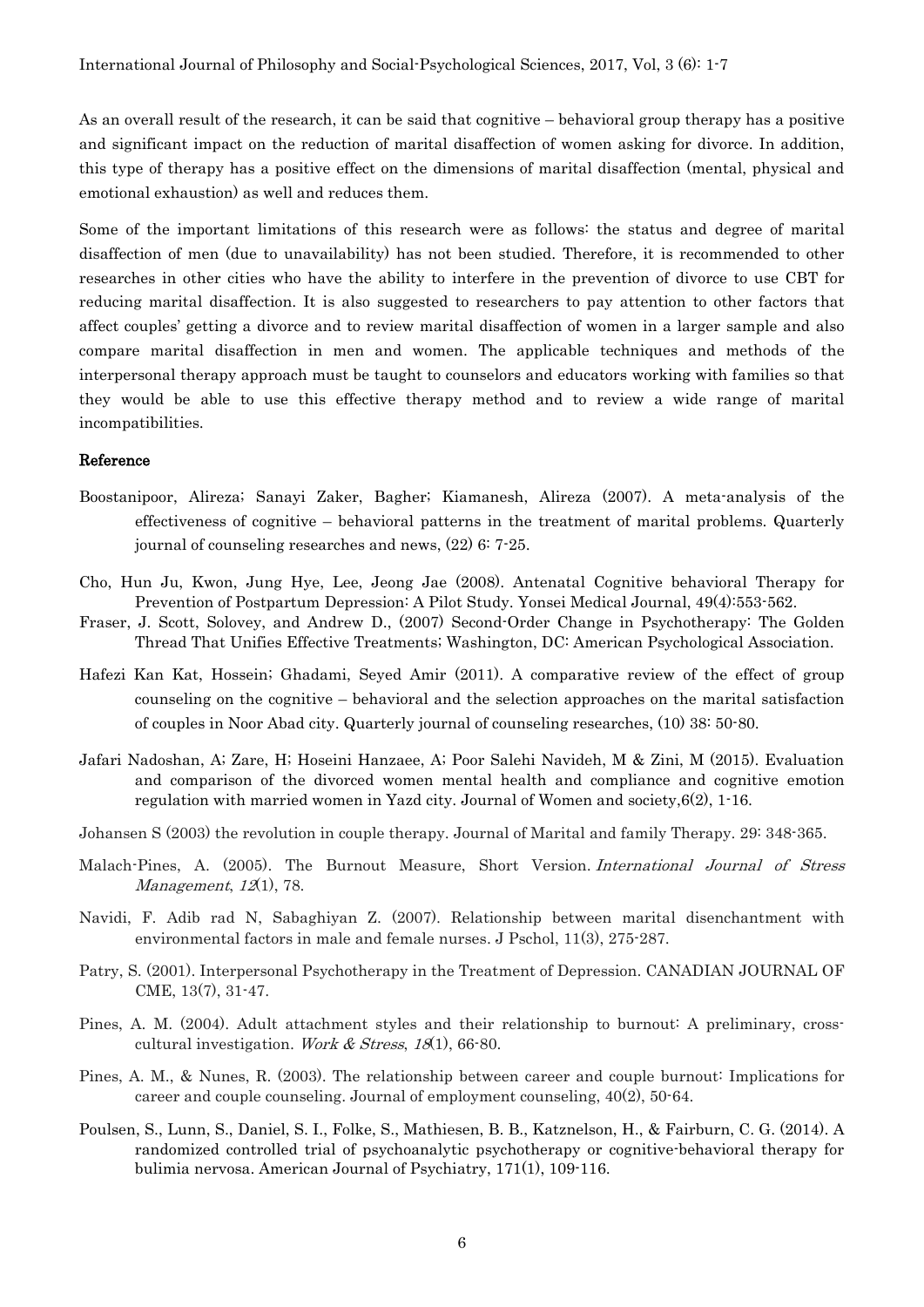As an overall result of the research, it can be said that cognitive – behavioral group therapy has a positive and significant impact on the reduction of marital disaffection of women asking for divorce. In addition, this type of therapy has a positive effect on the dimensions of marital disaffection (mental, physical and emotional exhaustion) as well and reduces them.

Some of the important limitations of this research were as follows: the status and degree of marital disaffection of men (due to unavailability) has not been studied. Therefore, it is recommended to other researches in other cities who have the ability to interfere in the prevention of divorce to use CBT for reducing marital disaffection. It is also suggested to researchers to pay attention to other factors that affect couples' getting a divorce and to review marital disaffection of women in a larger sample and also compare marital disaffection in men and women. The applicable techniques and methods of the interpersonal therapy approach must be taught to counselors and educators working with families so that they would be able to use this effective therapy method and to review a wide range of marital incompatibilities.

### Reference

Boostanipoor, Alireza; Sanayi Zaker, Bagher; Kiamanesh, Alireza (2007). A meta-analysis of the effectiveness of cognitive – behavioral patterns in the treatment of marital problems. Quarterly journal of counseling researches and news, (22) 6: 7-25.

Cho, Hun Ju, Kwon, Jung Hye, Lee, Jeong Jae (2008). Antenatal Cognitive behavioral Therapy for Prevention of Postpartum Depression: A Pilot Study. Yonsei Medical Journal, 49(4):553-562.

Fraser, J. Scott, Solovey, and Andrew D., (2007) Second-Order Change in Psychotherapy: The Golden Thread That Unifies Effective Treatments; Washington, DC: American Psychological Association.

Hafezi Kan Kat, Hossein; Ghadami, Seyed Amir (2011). A comparative review of the effect of group counseling on the cognitive – behavioral and the selection approaches on the marital satisfaction of couples in Noor Abad city. Quarterly journal of counseling researches, (10) 38: 50-80.

Jafari Nadoshan, A; Zare, H; Hoseini Hanzaee, A; Poor Salehi Navideh, M & Zini, M (2015). Evaluation and comparison of the divorced women mental health and compliance and cognitive emotion regulation with married women in Yazd city. Journal of Women and society,6(2), 1-16.

Johansen S (2003) the revolution in couple therapy. Journal of Marital and family Therapy. 29: 348-365.

Malach-Pines, A. (2005). The Burnout Measure, Short Version. *International Journal of Stress Management*, *12*(1), 78.

Navidi, F. Adib rad N, Sabaghiyan Z. (2007). Relationship between marital disenchantment with environmental factors in male and female nurses. J Pschol, 11(3), 275-287.

Patry, S. (2001). Interpersonal Psychotherapy in the Treatment of Depression. CANADIAN JOURNAL OF CME, 13(7), 31-47.

Pines, A. M. (2004). Adult attachment styles and their relationship to burnout: A preliminary, cross-cultural investigation. *Work & Stress*, *18*(1), 66-80.

Pines, A. M., & Nunes, R. (2003). The relationship between career and couple burnout: Implications for career and couple counseling. Journal of employment counseling, 40(2), 50-64.

Poulsen, S., Lunn, S., Daniel, S. I., Folke, S., Mathiesen, B. B., Katznelson, H., & Fairburn, C. G. (2014). A randomized controlled trial of psychoanalytic psychotherapy or cognitive-behavioral therapy for bulimia nervosa. American Journal of Psychiatry, 171(1), 109-116.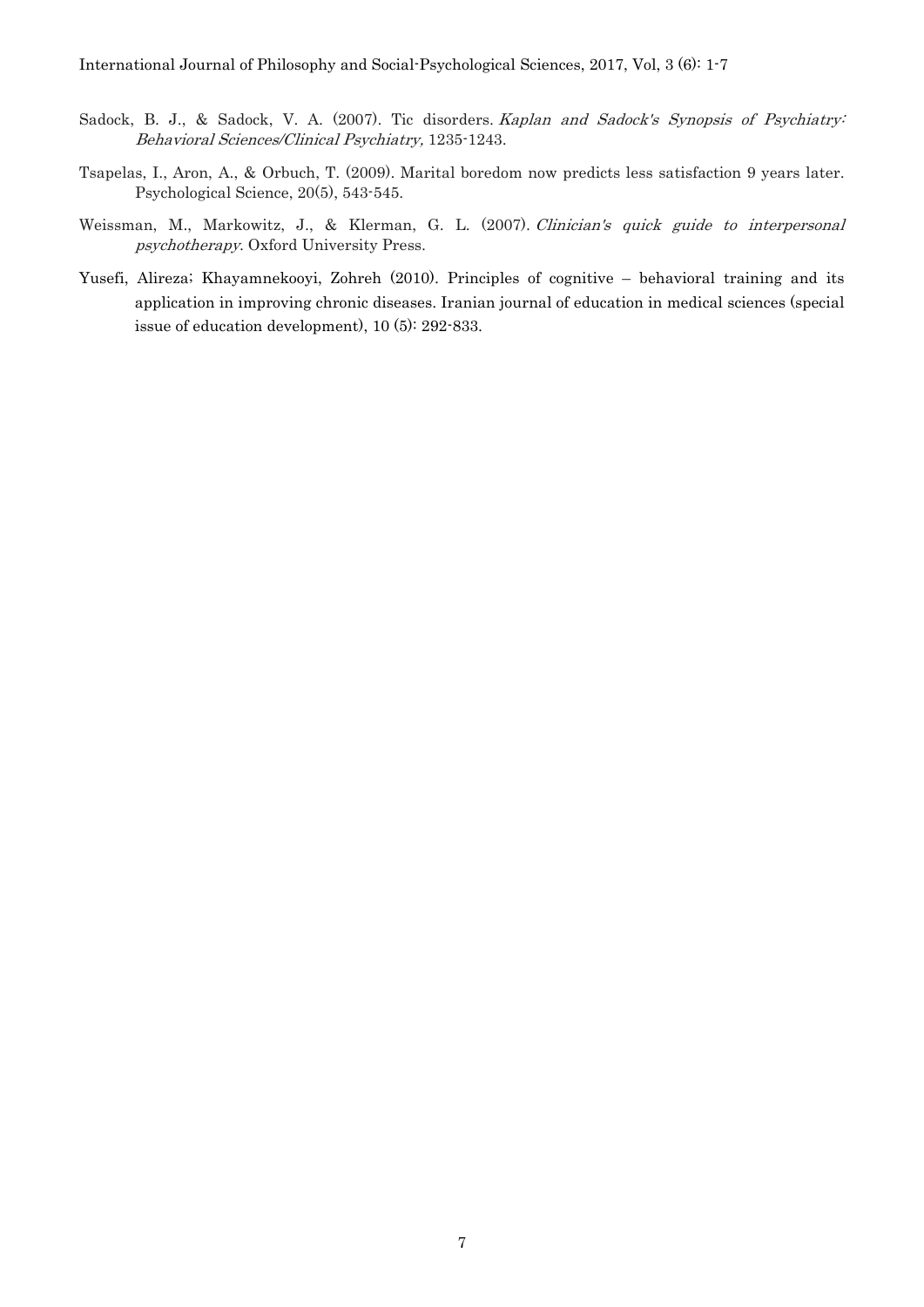Sadock, B. J., & Sadock, V. A. (2007). Tic disorders. *Kaplan and Sadock's Synopsis of Psychiatry: Behavioral Sciences/Clinical Psychiatry,* 1235-1243.

Tsapelas, I., Aron, A., & Orbuch, T. (2009). Marital boredom now predicts less satisfaction 9 years later. Psychological Science, 20(5), 543-545.

Weissman, M., Markowitz, J., & Klerman, G. L. (2007). *Clinician's quick guide to interpersonal psychotherapy*. Oxford University Press.

Yusefi, Alireza; Khayamnekooyi, Zohreh (2010). Principles of cognitive – behavioral training and its application in improving chronic diseases. Iranian journal of education in medical sciences (special issue of education development), 10 (5): 292-833.